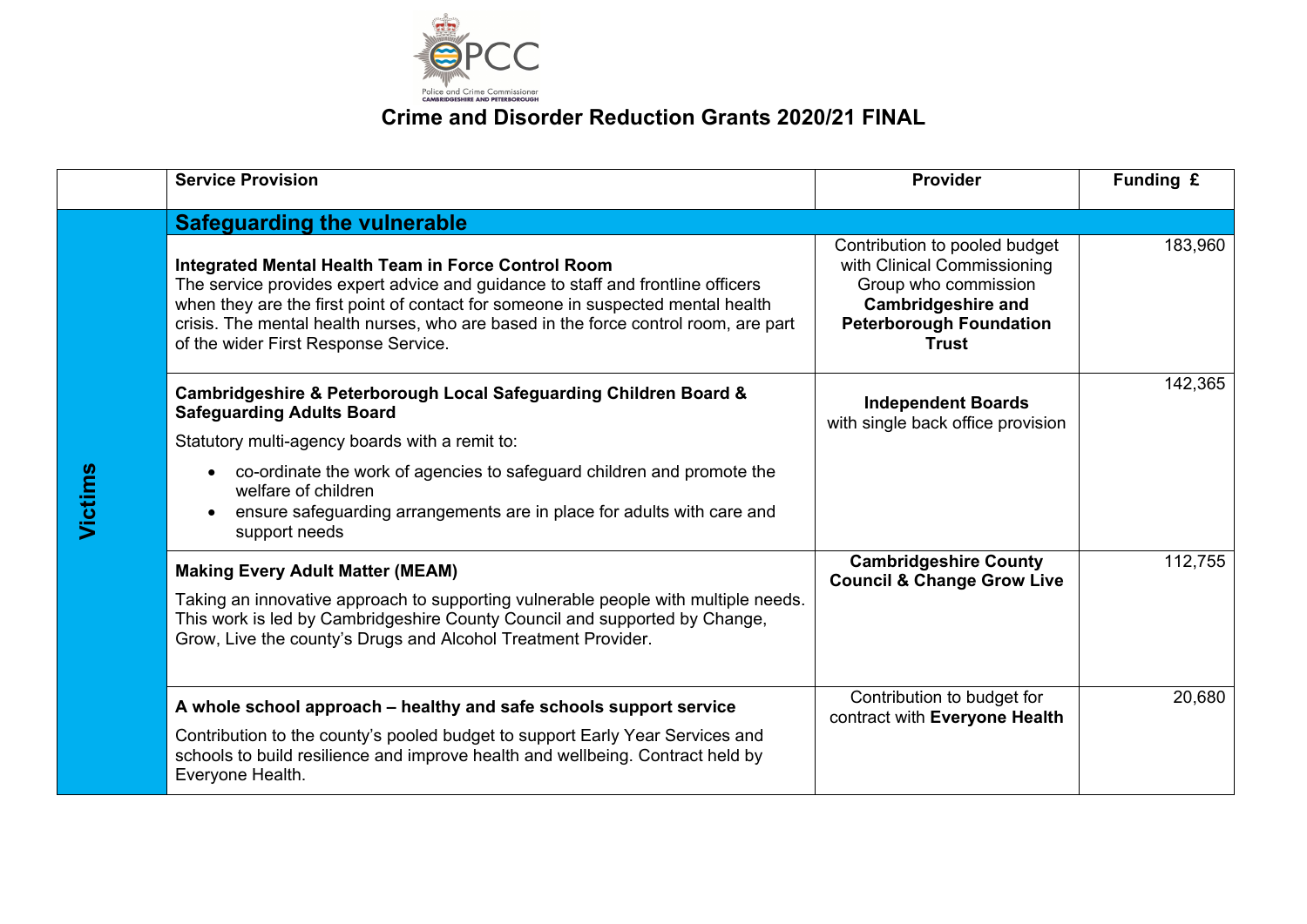# Crime and Disorder Reduction Grants 2020/21 FINAL

| | Service Provision | Provider | Funding £ |
|---|---|---|---|
| **Victims** | **Safeguarding the vulnerable** | | |
| | **Integrated Mental Health Team in Force Control Room**<br>The service provides expert advice and guidance to staff and frontline officers when they are the first point of contact for someone in suspected mental health crisis. The mental health nurses, who are based in the force control room, are part of the wider First Response Service. | Contribution to pooled budget with Clinical Commissioning Group who commission **Cambridgeshire and Peterborough Foundation Trust** | 183,960 |
| | **Cambridgeshire & Peterborough Local Safeguarding Children Board & Safeguarding Adults Board**<br>Statutory multi-agency boards with a remit to:<br>• co-ordinate the work of agencies to safeguard children and promote the welfare of children<br>• ensure safeguarding arrangements are in place for adults with care and support needs | **Independent Boards** with single back office provision | 142,365 |
| | **Making Every Adult Matter (MEAM)**<br>Taking an innovative approach to supporting vulnerable people with multiple needs. This work is led by Cambridgeshire County Council and supported by Change, Grow, Live the county's Drugs and Alcohol Treatment Provider. | **Cambridgeshire County Council & Change Grow Live** | 112,755 |
| | **A whole school approach – healthy and safe schools support service**<br>Contribution to the county's pooled budget to support Early Year Services and schools to build resilience and improve health and wellbeing. Contract held by Everyone Health. | Contribution to budget for contract with **Everyone Health** | 20,680 |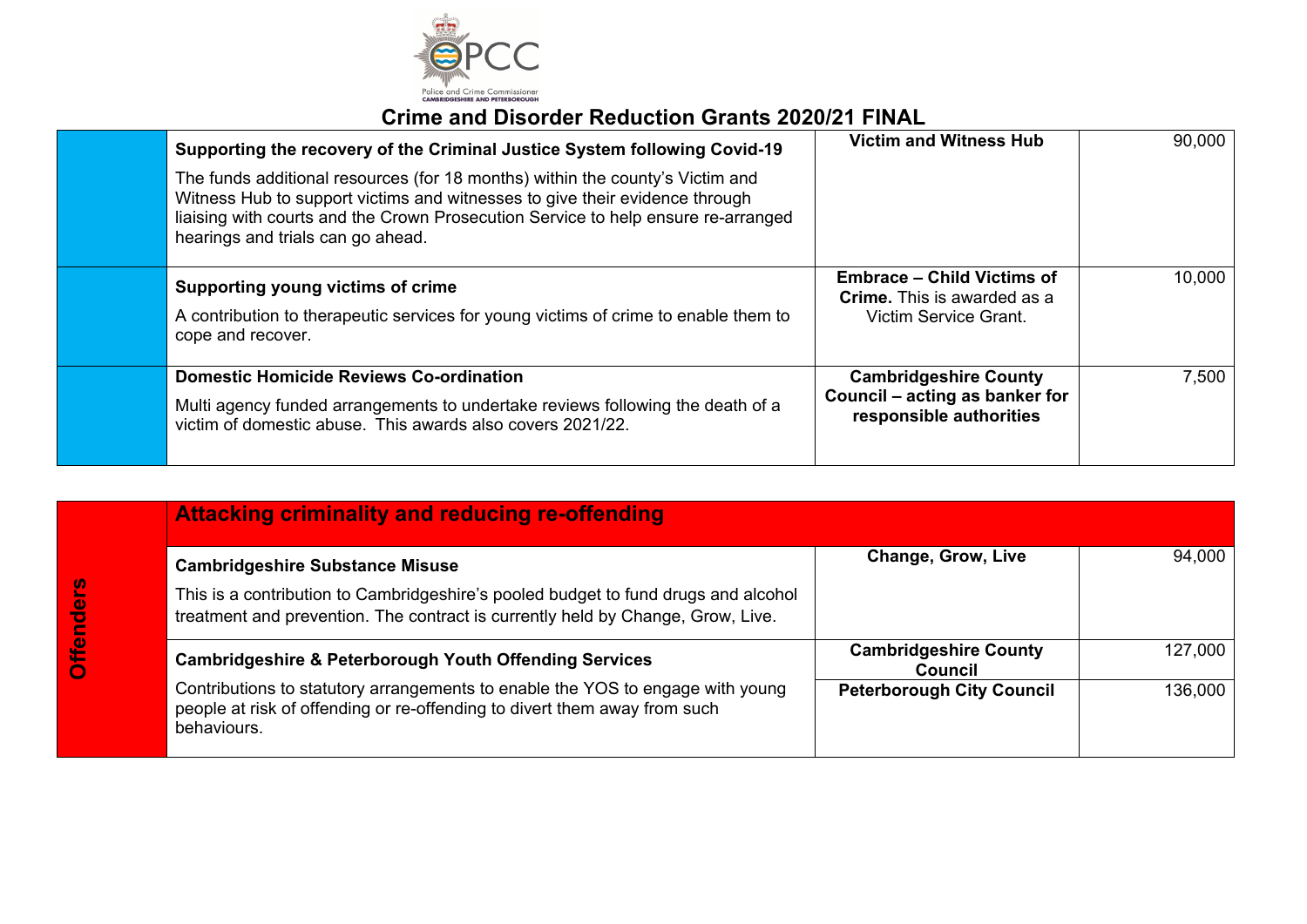# Crime and Disorder Reduction Grants 2020/21 FINAL

| | | | |
|---|---|---|---|
| | **Supporting the recovery of the Criminal Justice System following Covid-19**<br>The funds additional resources (for 18 months) within the county's Victim and Witness Hub to support victims and witnesses to give their evidence through liaising with courts and the Crown Prosecution Service to help ensure re-arranged hearings and trials can go ahead. | **Victim and Witness Hub** | 90,000 |
| | **Supporting young victims of crime**<br>A contribution to therapeutic services for young victims of crime to enable them to cope and recover. | **Embrace – Child Victims of Crime.** This is awarded as a Victim Service Grant. | 10,000 |
| | **Domestic Homicide Reviews Co-ordination**<br>Multi agency funded arrangements to undertake reviews following the death of a victim of domestic abuse. This awards also covers 2021/22. | **Cambridgeshire County Council – acting as banker for responsible authorities** | 7,500 |

| | | | |
|---|---|---|---|
| **Offenders** | **Attacking criminality and reducing re-offending** | | |
| | **Cambridgeshire Substance Misuse**<br>This is a contribution to Cambridgeshire's pooled budget to fund drugs and alcohol treatment and prevention. The contract is currently held by Change, Grow, Live. | **Change, Grow, Live** | 94,000 |
| | **Cambridgeshire & Peterborough Youth Offending Services**<br>Contributions to statutory arrangements to enable the YOS to engage with young people at risk of offending or re-offending to divert them away from such behaviours. | **Cambridgeshire County Council** | 127,000 |
| | | **Peterborough City Council** | 136,000 |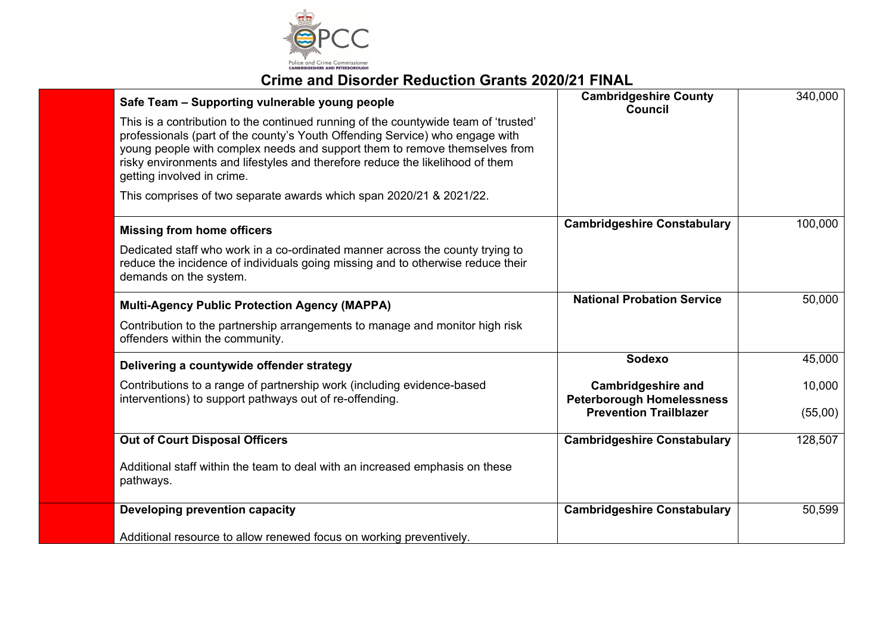## Crime and Disorder Reduction Grants 2020/21 FINAL

| | Project | Recipient | Amount |
|---|---|---|---|
| | **Safe Team – Supporting vulnerable young people**<br><br>This is a contribution to the continued running of the countywide team of 'trusted' professionals (part of the county's Youth Offending Service) who engage with young people with complex needs and support them to remove themselves from risky environments and lifestyles and therefore reduce the likelihood of them getting involved in crime.<br><br>This comprises of two separate awards which span 2020/21 & 2021/22. | **Cambridgeshire County Council** | 340,000 |
| | **Missing from home officers**<br><br>Dedicated staff who work in a co-ordinated manner across the county trying to reduce the incidence of individuals going missing and to otherwise reduce their demands on the system. | **Cambridgeshire Constabulary** | 100,000 |
| | **Multi-Agency Public Protection Agency (MAPPA)**<br><br>Contribution to the partnership arrangements to manage and monitor high risk offenders within the community. | **National Probation Service** | 50,000 |
| | **Delivering a countywide offender strategy**<br><br>Contributions to a range of partnership work (including evidence-based interventions) to support pathways out of re-offending. | **Sodexo**<br><br>**Cambridgeshire and Peterborough Homelessness Prevention Trailblazer** | 45,000<br><br>10,000<br><br>(55,00) |
| | **Out of Court Disposal Officers**<br><br>Additional staff within the team to deal with an increased emphasis on these pathways. | **Cambridgeshire Constabulary** | 128,507 |
| | **Developing prevention capacity**<br><br>Additional resource to allow renewed focus on working preventively. | **Cambridgeshire Constabulary** | 50,599 |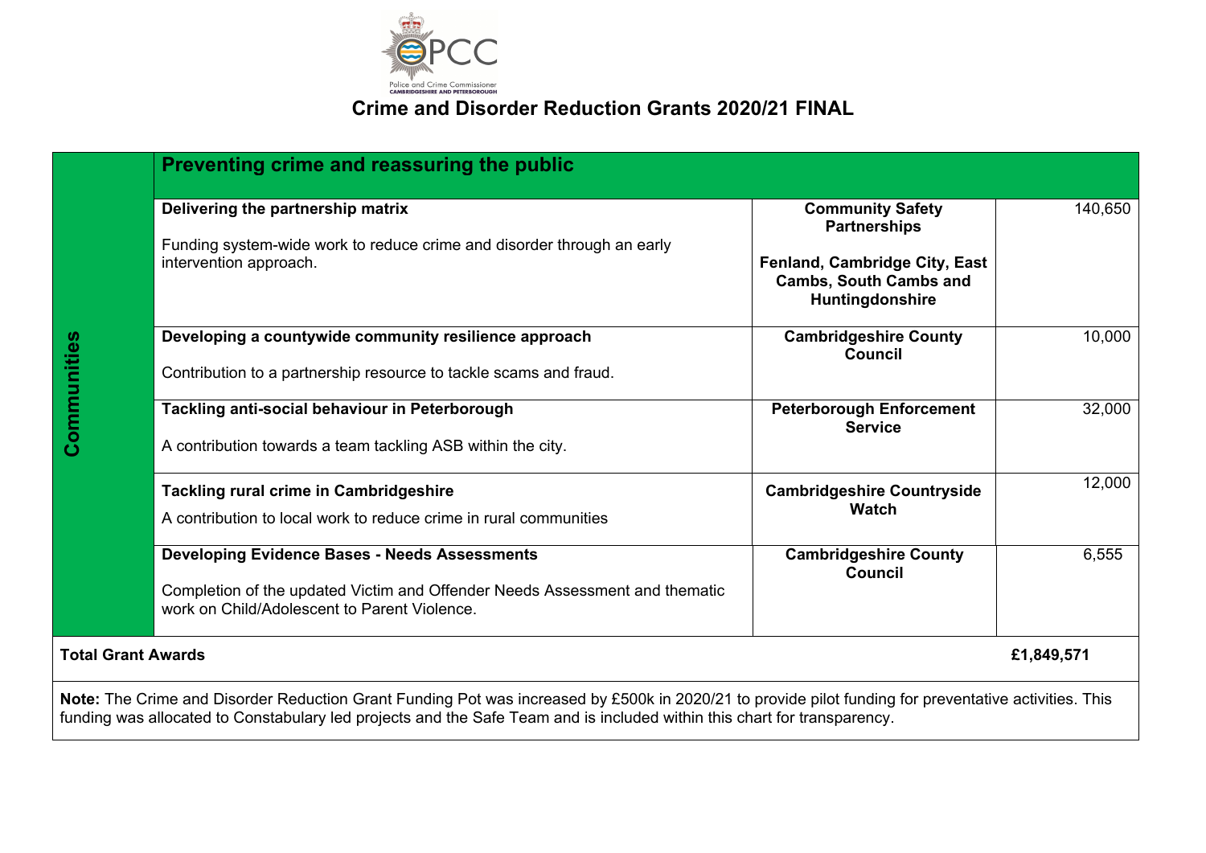## Crime and Disorder Reduction Grants 2020/21 FINAL

| | | | |
|---|---|---|---|
| **Communities** | **Preventing crime and reassuring the public** | | |
| | **Delivering the partnership matrix**<br><br>Funding system-wide work to reduce crime and disorder through an early intervention approach. | **Community Safety Partnerships**<br><br>**Fenland, Cambridge City, East Cambs, South Cambs and Huntingdonshire** | 140,650 |
| | **Developing a countywide community resilience approach**<br><br>Contribution to a partnership resource to tackle scams and fraud. | **Cambridgeshire County Council** | 10,000 |
| | **Tackling anti-social behaviour in Peterborough**<br><br>A contribution towards a team tackling ASB within the city. | **Peterborough Enforcement Service** | 32,000 |
| | **Tackling rural crime in Cambridgeshire**<br><br>A contribution to local work to reduce crime in rural communities | **Cambridgeshire Countryside Watch** | 12,000 |
| | **Developing Evidence Bases - Needs Assessments**<br><br>Completion of the updated Victim and Offender Needs Assessment and thematic work on Child/Adolescent to Parent Violence. | **Cambridgeshire County Council** | 6,555 |
| **Total Grant Awards** | | | **£1,849,571** |

**Note:** The Crime and Disorder Reduction Grant Funding Pot was increased by £500k in 2020/21 to provide pilot funding for preventative activities. This funding was allocated to Constabulary led projects and the Safe Team and is included within this chart for transparency.